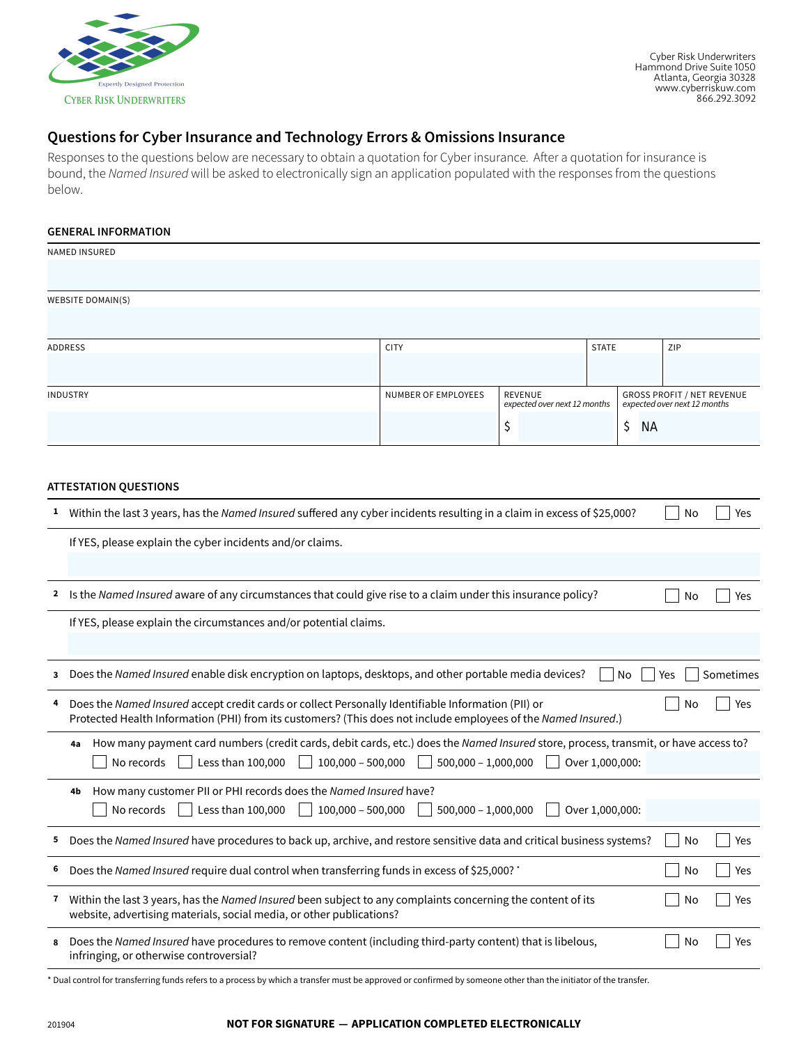Cyber Risk Underwriters
Expertly Designed Protection

Cyber Risk Underwriters
Hammond Drive Suite 1050
Atlanta, Georgia 30328
www.cyberriskuw.com
866.292.3092

## Questions for Cyber Insurance and Technology Errors & Omissions Insurance

Responses to the questions below are necessary to obtain a quotation for Cyber insurance. After a quotation for insurance is bound, the *Named Insured* will be asked to electronically sign an application populated with the responses from the questions below.

### GENERAL INFORMATION

| NAMED INSURED | | | | |
|---|---|---|---|---|
| | | | | |
| **WEBSITE DOMAIN(S)** | | | | |
| | | | | |
| **ADDRESS** | **CITY** | | **STATE** | **ZIP** |
| | | | | |
| **INDUSTRY** | **NUMBER OF EMPLOYEES** | **REVENUE** *expected over next 12 months* | **GROSS PROFIT / NET REVENUE** *expected over next 12 months* | |
| | | $ | $ NA | |

### ATTESTATION QUESTIONS

**1** Within the last 3 years, has the *Named Insured* suffered any cyber incidents resulting in a claim in excess of $25,000? ☐ No ☐ Yes

If YES, please explain the cyber incidents and/or claims.

**2** Is the *Named Insured* aware of any circumstances that could give rise to a claim under this insurance policy? ☐ No ☐ Yes

If YES, please explain the circumstances and/or potential claims.

**3** Does the *Named Insured* enable disk encryption on laptops, desktops, and other portable media devices? ☐ No ☐ Yes ☐ Sometimes

**4** Does the *Named Insured* accept credit cards or collect Personally Identifiable Information (PII) or Protected Health Information (PHI) from its customers? (This does not include employees of the *Named Insured*.) ☐ No ☐ Yes

**4a** How many payment card numbers (credit cards, debit cards, etc.) does the *Named Insured* store, process, transmit, or have access to?
☐ No records ☐ Less than 100,000 ☐ 100,000 – 500,000 ☐ 500,000 – 1,000,000 ☐ Over 1,000,000:

**4b** How many customer PII or PHI records does the *Named Insured* have?
☐ No records ☐ Less than 100,000 ☐ 100,000 – 500,000 ☐ 500,000 – 1,000,000 ☐ Over 1,000,000:

**5** Does the *Named Insured* have procedures to back up, archive, and restore sensitive data and critical business systems? ☐ No ☐ Yes

**6** Does the *Named Insured* require dual control when transferring funds in excess of $25,000? * ☐ No ☐ Yes

**7** Within the last 3 years, has the *Named Insured* been subject to any complaints concerning the content of its website, advertising materials, social media, or other publications? ☐ No ☐ Yes

**8** Does the *Named Insured* have procedures to remove content (including third-party content) that is libelous, infringing, or otherwise controversial? ☐ No ☐ Yes

* Dual control for transferring funds refers to a process by which a transfer must be approved or confirmed by someone other than the initiator of the transfer.

201904

**NOT FOR SIGNATURE — APPLICATION COMPLETED ELECTRONICALLY**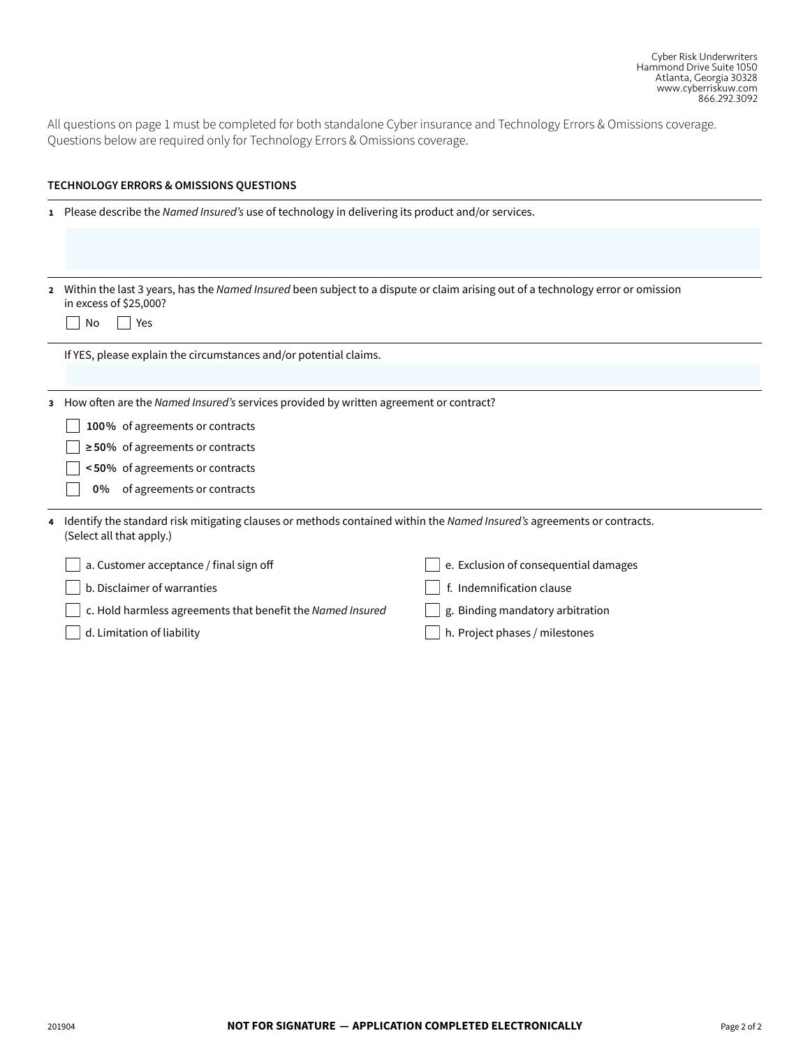Cyber Risk Underwriters
Hammond Drive Suite 1050
Atlanta, Georgia 30328
www.cyberriskuw.com
866.292.3092

All questions on page 1 must be completed for both standalone Cyber insurance and Technology Errors & Omissions coverage. Questions below are required only for Technology Errors & Omissions coverage.

**TECHNOLOGY ERRORS & OMISSIONS QUESTIONS**

**1** Please describe the *Named Insured's* use of technology in delivering its product and/or services.

**2** Within the last 3 years, has the *Named Insured* been subject to a dispute or claim arising out of a technology error or omission in excess of $25,000?

☐ No ☐ Yes

If YES, please explain the circumstances and/or potential claims.

**3** How often are the *Named Insured's* services provided by written agreement or contract?

☐ **100%** of agreements or contracts

☐ **≥ 50%** of agreements or contracts

☐ **< 50%** of agreements or contracts

☐ **0%** of agreements or contracts

**4** Identify the standard risk mitigating clauses or methods contained within the *Named Insured's* agreements or contracts. (Select all that apply.)

☐ a. Customer acceptance / final sign off

☐ b. Disclaimer of warranties

☐ c. Hold harmless agreements that benefit the *Named Insured*

☐ d. Limitation of liability

☐ e. Exclusion of consequential damages

☐ f. Indemnification clause

☐ g. Binding mandatory arbitration

☐ h. Project phases / milestones

201904 **NOT FOR SIGNATURE — APPLICATION COMPLETED ELECTRONICALLY**